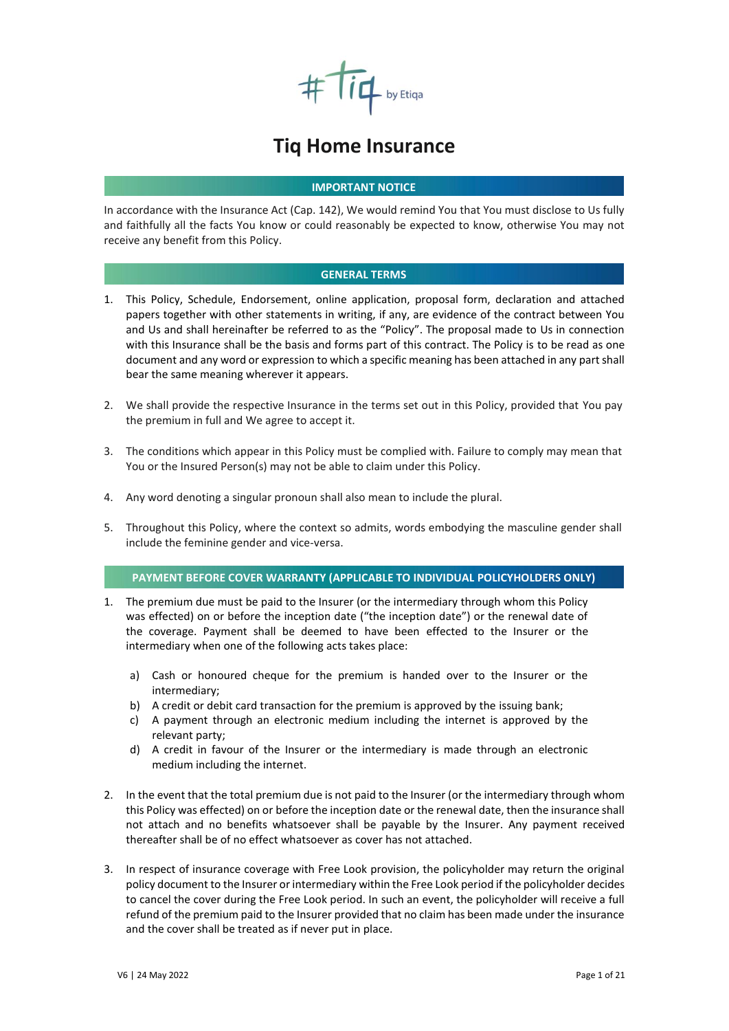# Tiq Home Insurance

## IMPORTANT NOTICE

In accordance with the Insurance Act (Cap. 142), We would remind You that You must disclose to Us fully and faithfully all the facts You know or could reasonably be expected to know, otherwise You may not receive any benefit from this Policy.

## GENERAL TERMS

1. This Policy, Schedule, Endorsement, online application, proposal form, declaration and attached papers together with other statements in writing, if any, are evidence of the contract between You and Us and shall hereinafter be referred to as the "Policy". The proposal made to Us in connection with this Insurance shall be the basis and forms part of this contract. The Policy is to be read as one document and any word or expression to which a specific meaning has been attached in any part shall bear the same meaning wherever it appears.

2. We shall provide the respective Insurance in the terms set out in this Policy, provided that You pay the premium in full and We agree to accept it.

3. The conditions which appear in this Policy must be complied with. Failure to comply may mean that You or the Insured Person(s) may not be able to claim under this Policy.

4. Any word denoting a singular pronoun shall also mean to include the plural.

5. Throughout this Policy, where the context so admits, words embodying the masculine gender shall include the feminine gender and vice-versa.

## PAYMENT BEFORE COVER WARRANTY (APPLICABLE TO INDIVIDUAL POLICYHOLDERS ONLY)

1. The premium due must be paid to the Insurer (or the intermediary through whom this Policy was effected) on or before the inception date ("the inception date") or the renewal date of the coverage. Payment shall be deemed to have been effected to the Insurer or the intermediary when one of the following acts takes place:

   a) Cash or honoured cheque for the premium is handed over to the Insurer or the intermediary;
   b) A credit or debit card transaction for the premium is approved by the issuing bank;
   c) A payment through an electronic medium including the internet is approved by the relevant party;
   d) A credit in favour of the Insurer or the intermediary is made through an electronic medium including the internet.

2. In the event that the total premium due is not paid to the Insurer (or the intermediary through whom this Policy was effected) on or before the inception date or the renewal date, then the insurance shall not attach and no benefits whatsoever shall be payable by the Insurer. Any payment received thereafter shall be of no effect whatsoever as cover has not attached.

3. In respect of insurance coverage with Free Look provision, the policyholder may return the original policy document to the Insurer or intermediary within the Free Look period if the policyholder decides to cancel the cover during the Free Look period. In such an event, the policyholder will receive a full refund of the premium paid to the Insurer provided that no claim has been made under the insurance and the cover shall be treated as if never put in place.

V6 | 24 May 2022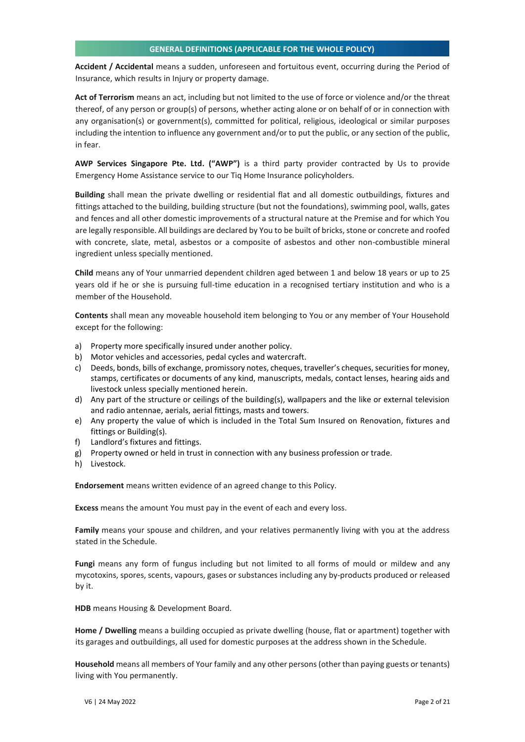## GENERAL DEFINITIONS (APPLICABLE FOR THE WHOLE POLICY)

**Accident / Accidental** means a sudden, unforeseen and fortuitous event, occurring during the Period of Insurance, which results in Injury or property damage.

**Act of Terrorism** means an act, including but not limited to the use of force or violence and/or the threat thereof, of any person or group(s) of persons, whether acting alone or on behalf of or in connection with any organisation(s) or government(s), committed for political, religious, ideological or similar purposes including the intention to influence any government and/or to put the public, or any section of the public, in fear.

**AWP Services Singapore Pte. Ltd. ("AWP")** is a third party provider contracted by Us to provide Emergency Home Assistance service to our Tiq Home Insurance policyholders.

**Building** shall mean the private dwelling or residential flat and all domestic outbuildings, fixtures and fittings attached to the building, building structure (but not the foundations), swimming pool, walls, gates and fences and all other domestic improvements of a structural nature at the Premise and for which You are legally responsible. All buildings are declared by You to be built of bricks, stone or concrete and roofed with concrete, slate, metal, asbestos or a composite of asbestos and other non-combustible mineral ingredient unless specially mentioned.

**Child** means any of Your unmarried dependent children aged between 1 and below 18 years or up to 25 years old if he or she is pursuing full-time education in a recognised tertiary institution and who is a member of the Household.

**Contents** shall mean any moveable household item belonging to You or any member of Your Household except for the following:

a) Property more specifically insured under another policy.
b) Motor vehicles and accessories, pedal cycles and watercraft.
c) Deeds, bonds, bills of exchange, promissory notes, cheques, traveller's cheques, securities for money, stamps, certificates or documents of any kind, manuscripts, medals, contact lenses, hearing aids and livestock unless specially mentioned herein.
d) Any part of the structure or ceilings of the building(s), wallpapers and the like or external television and radio antennae, aerials, aerial fittings, masts and towers.
e) Any property the value of which is included in the Total Sum Insured on Renovation, fixtures and fittings or Building(s).
f) Landlord's fixtures and fittings.
g) Property owned or held in trust in connection with any business profession or trade.
h) Livestock.

**Endorsement** means written evidence of an agreed change to this Policy.

**Excess** means the amount You must pay in the event of each and every loss.

**Family** means your spouse and children, and your relatives permanently living with you at the address stated in the Schedule.

**Fungi** means any form of fungus including but not limited to all forms of mould or mildew and any mycotoxins, spores, scents, vapours, gases or substances including any by-products produced or released by it.

**HDB** means Housing & Development Board.

**Home / Dwelling** means a building occupied as private dwelling (house, flat or apartment) together with its garages and outbuildings, all used for domestic purposes at the address shown in the Schedule.

**Household** means all members of Your family and any other persons (other than paying guests or tenants) living with You permanently.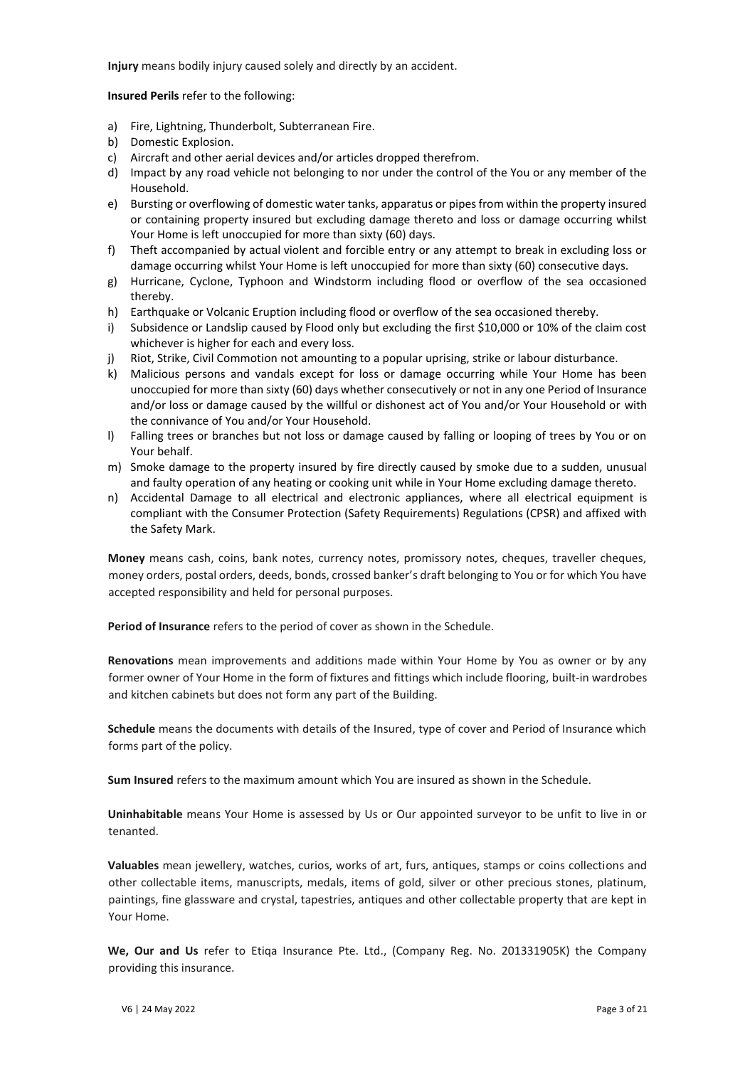**Injury** means bodily injury caused solely and directly by an accident.

**Insured Perils** refer to the following:

a) Fire, Lightning, Thunderbolt, Subterranean Fire.
b) Domestic Explosion.
c) Aircraft and other aerial devices and/or articles dropped therefrom.
d) Impact by any road vehicle not belonging to nor under the control of the You or any member of the Household.
e) Bursting or overflowing of domestic water tanks, apparatus or pipes from within the property insured or containing property insured but excluding damage thereto and loss or damage occurring whilst Your Home is left unoccupied for more than sixty (60) days.
f) Theft accompanied by actual violent and forcible entry or any attempt to break in excluding loss or damage occurring whilst Your Home is left unoccupied for more than sixty (60) consecutive days.
g) Hurricane, Cyclone, Typhoon and Windstorm including flood or overflow of the sea occasioned thereby.
h) Earthquake or Volcanic Eruption including flood or overflow of the sea occasioned thereby.
i) Subsidence or Landslip caused by Flood only but excluding the first $10,000 or 10% of the claim cost whichever is higher for each and every loss.
j) Riot, Strike, Civil Commotion not amounting to a popular uprising, strike or labour disturbance.
k) Malicious persons and vandals except for loss or damage occurring while Your Home has been unoccupied for more than sixty (60) days whether consecutively or not in any one Period of Insurance and/or loss or damage caused by the willful or dishonest act of You and/or Your Household or with the connivance of You and/or Your Household.
l) Falling trees or branches but not loss or damage caused by falling or looping of trees by You or on Your behalf.
m) Smoke damage to the property insured by fire directly caused by smoke due to a sudden, unusual and faulty operation of any heating or cooking unit while in Your Home excluding damage thereto.
n) Accidental Damage to all electrical and electronic appliances, where all electrical equipment is compliant with the Consumer Protection (Safety Requirements) Regulations (CPSR) and affixed with the Safety Mark.

**Money** means cash, coins, bank notes, currency notes, promissory notes, cheques, traveller cheques, money orders, postal orders, deeds, bonds, crossed banker's draft belonging to You or for which You have accepted responsibility and held for personal purposes.

**Period of Insurance** refers to the period of cover as shown in the Schedule.

**Renovations** mean improvements and additions made within Your Home by You as owner or by any former owner of Your Home in the form of fixtures and fittings which include flooring, built-in wardrobes and kitchen cabinets but does not form any part of the Building.

**Schedule** means the documents with details of the Insured, type of cover and Period of Insurance which forms part of the policy.

**Sum Insured** refers to the maximum amount which You are insured as shown in the Schedule.

**Uninhabitable** means Your Home is assessed by Us or Our appointed surveyor to be unfit to live in or tenanted.

**Valuables** mean jewellery, watches, curios, works of art, furs, antiques, stamps or coins collections and other collectable items, manuscripts, medals, items of gold, silver or other precious stones, platinum, paintings, fine glassware and crystal, tapestries, antiques and other collectable property that are kept in Your Home.

**We, Our and Us** refer to Etiqa Insurance Pte. Ltd., (Company Reg. No. 201331905K) the Company providing this insurance.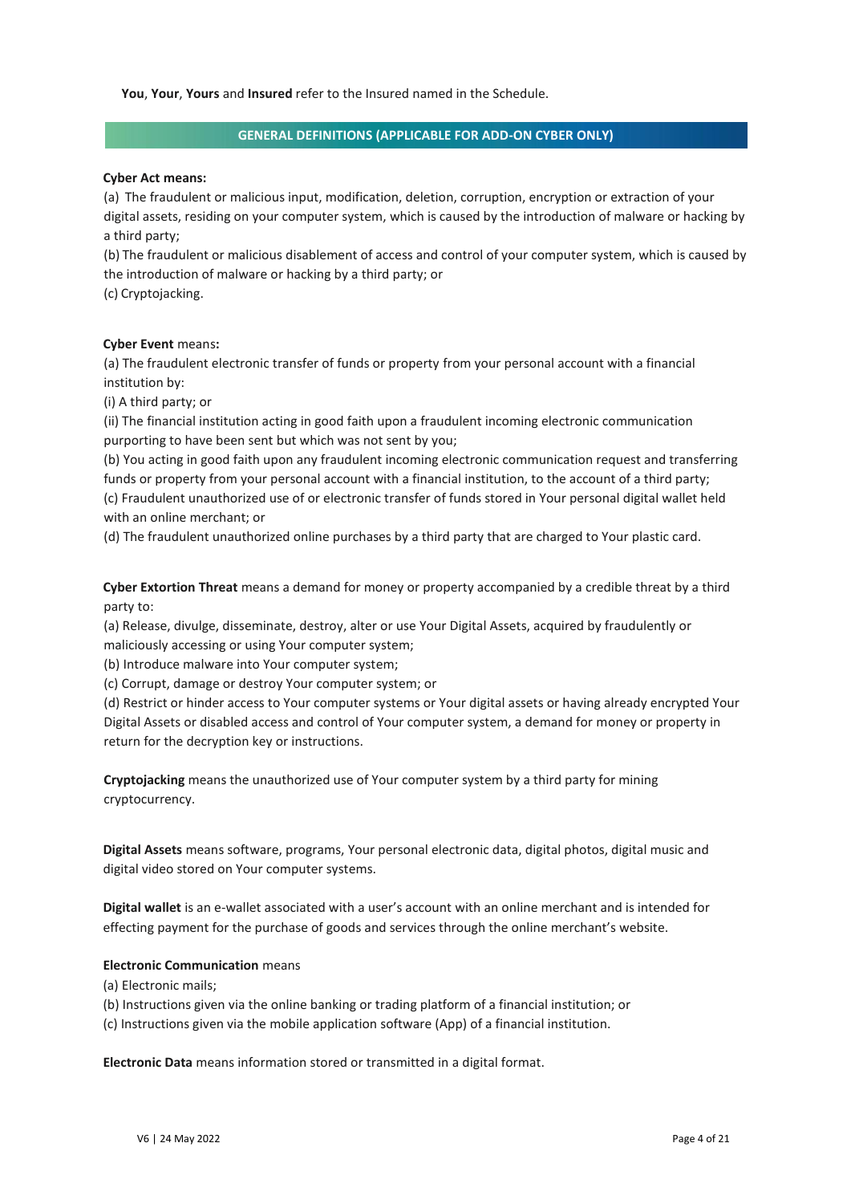**You**, **Your**, **Yours** and **Insured** refer to the Insured named in the Schedule.

## GENERAL DEFINITIONS (APPLICABLE FOR ADD-ON CYBER ONLY)

**Cyber Act means:**

(a) The fraudulent or malicious input, modification, deletion, corruption, encryption or extraction of your digital assets, residing on your computer system, which is caused by the introduction of malware or hacking by a third party;

(b) The fraudulent or malicious disablement of access and control of your computer system, which is caused by the introduction of malware or hacking by a third party; or

(c) Cryptojacking.

**Cyber Event** means**:**

(a) The fraudulent electronic transfer of funds or property from your personal account with a financial institution by:

(i) A third party; or

(ii) The financial institution acting in good faith upon a fraudulent incoming electronic communication purporting to have been sent but which was not sent by you;

(b) You acting in good faith upon any fraudulent incoming electronic communication request and transferring funds or property from your personal account with a financial institution, to the account of a third party;

(c) Fraudulent unauthorized use of or electronic transfer of funds stored in Your personal digital wallet held with an online merchant; or

(d) The fraudulent unauthorized online purchases by a third party that are charged to Your plastic card.

**Cyber Extortion Threat** means a demand for money or property accompanied by a credible threat by a third party to:

(a) Release, divulge, disseminate, destroy, alter or use Your Digital Assets, acquired by fraudulently or maliciously accessing or using Your computer system;

(b) Introduce malware into Your computer system;

(c) Corrupt, damage or destroy Your computer system; or

(d) Restrict or hinder access to Your computer systems or Your digital assets or having already encrypted Your Digital Assets or disabled access and control of Your computer system, a demand for money or property in return for the decryption key or instructions.

**Cryptojacking** means the unauthorized use of Your computer system by a third party for mining cryptocurrency.

**Digital Assets** means software, programs, Your personal electronic data, digital photos, digital music and digital video stored on Your computer systems.

**Digital wallet** is an e-wallet associated with a user's account with an online merchant and is intended for effecting payment for the purchase of goods and services through the online merchant's website.

**Electronic Communication** means

(a) Electronic mails;

(b) Instructions given via the online banking or trading platform of a financial institution; or

(c) Instructions given via the mobile application software (App) of a financial institution.

**Electronic Data** means information stored or transmitted in a digital format.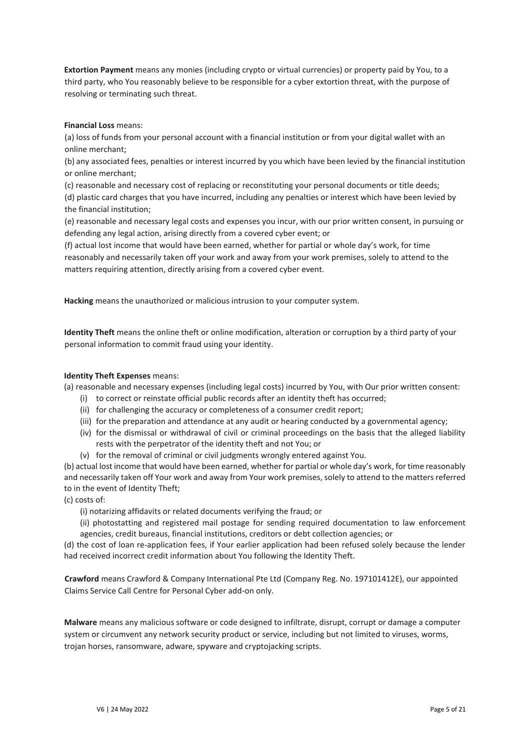**Extortion Payment** means any monies (including crypto or virtual currencies) or property paid by You, to a third party, who You reasonably believe to be responsible for a cyber extortion threat, with the purpose of resolving or terminating such threat.

**Financial Loss** means:

(a) loss of funds from your personal account with a financial institution or from your digital wallet with an online merchant;

(b) any associated fees, penalties or interest incurred by you which have been levied by the financial institution or online merchant;

(c) reasonable and necessary cost of replacing or reconstituting your personal documents or title deeds;

(d) plastic card charges that you have incurred, including any penalties or interest which have been levied by the financial institution;

(e) reasonable and necessary legal costs and expenses you incur, with our prior written consent, in pursuing or defending any legal action, arising directly from a covered cyber event; or

(f) actual lost income that would have been earned, whether for partial or whole day's work, for time reasonably and necessarily taken off your work and away from your work premises, solely to attend to the matters requiring attention, directly arising from a covered cyber event.

**Hacking** means the unauthorized or malicious intrusion to your computer system.

**Identity Theft** means the online theft or online modification, alteration or corruption by a third party of your personal information to commit fraud using your identity.

**Identity Theft Expenses** means:

(a) reasonable and necessary expenses (including legal costs) incurred by You, with Our prior written consent:

- (i) to correct or reinstate official public records after an identity theft has occurred;
- (ii) for challenging the accuracy or completeness of a consumer credit report;
- (iii) for the preparation and attendance at any audit or hearing conducted by a governmental agency;
- (iv) for the dismissal or withdrawal of civil or criminal proceedings on the basis that the alleged liability rests with the perpetrator of the identity theft and not You; or
- (v) for the removal of criminal or civil judgments wrongly entered against You.

(b) actual lost income that would have been earned, whether for partial or whole day's work, for time reasonably and necessarily taken off Your work and away from Your work premises, solely to attend to the matters referred to in the event of Identity Theft;

(c) costs of:

- (i) notarizing affidavits or related documents verifying the fraud; or
- (ii) photostatting and registered mail postage for sending required documentation to law enforcement agencies, credit bureaus, financial institutions, creditors or debt collection agencies; or

(d) the cost of loan re-application fees, if Your earlier application had been refused solely because the lender had received incorrect credit information about You following the Identity Theft.

**Crawford** means Crawford & Company International Pte Ltd (Company Reg. No. 197101412E), our appointed Claims Service Call Centre for Personal Cyber add-on only.

**Malware** means any malicious software or code designed to infiltrate, disrupt, corrupt or damage a computer system or circumvent any network security product or service, including but not limited to viruses, worms, trojan horses, ransomware, adware, spyware and cryptojacking scripts.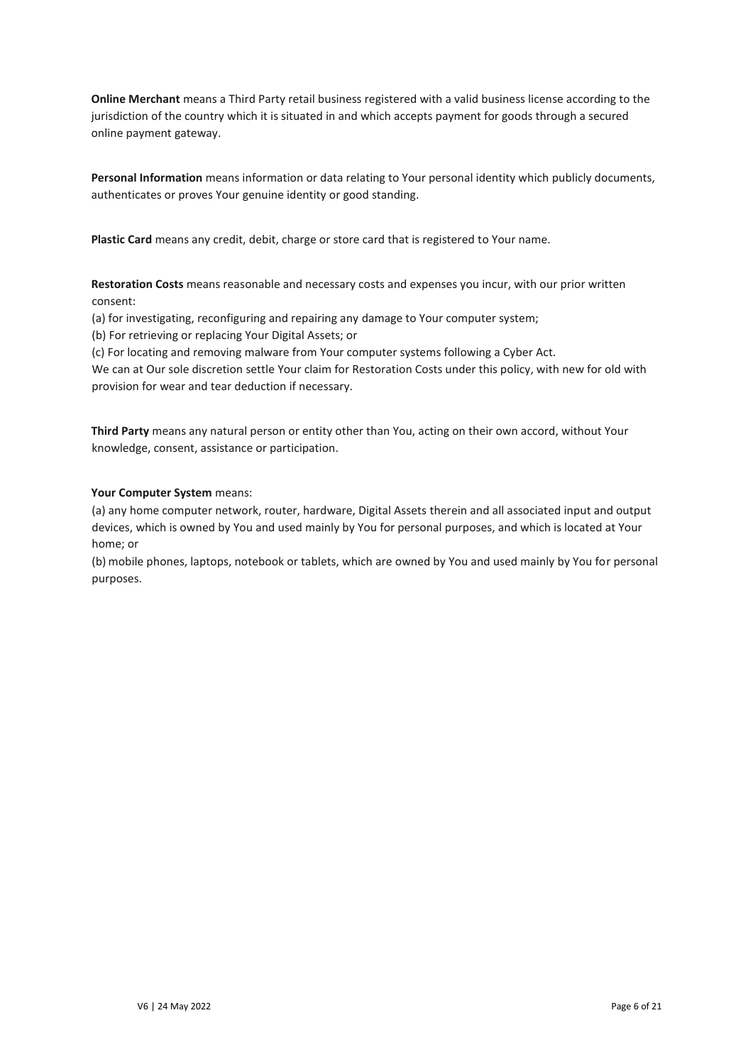**Online Merchant** means a Third Party retail business registered with a valid business license according to the jurisdiction of the country which it is situated in and which accepts payment for goods through a secured online payment gateway.

**Personal Information** means information or data relating to Your personal identity which publicly documents, authenticates or proves Your genuine identity or good standing.

**Plastic Card** means any credit, debit, charge or store card that is registered to Your name.

**Restoration Costs** means reasonable and necessary costs and expenses you incur, with our prior written consent:

(a) for investigating, reconfiguring and repairing any damage to Your computer system;

(b) For retrieving or replacing Your Digital Assets; or

(c) For locating and removing malware from Your computer systems following a Cyber Act.

We can at Our sole discretion settle Your claim for Restoration Costs under this policy, with new for old with provision for wear and tear deduction if necessary.

**Third Party** means any natural person or entity other than You, acting on their own accord, without Your knowledge, consent, assistance or participation.

**Your Computer System** means:

(a) any home computer network, router, hardware, Digital Assets therein and all associated input and output devices, which is owned by You and used mainly by You for personal purposes, and which is located at Your home; or

(b) mobile phones, laptops, notebook or tablets, which are owned by You and used mainly by You for personal purposes.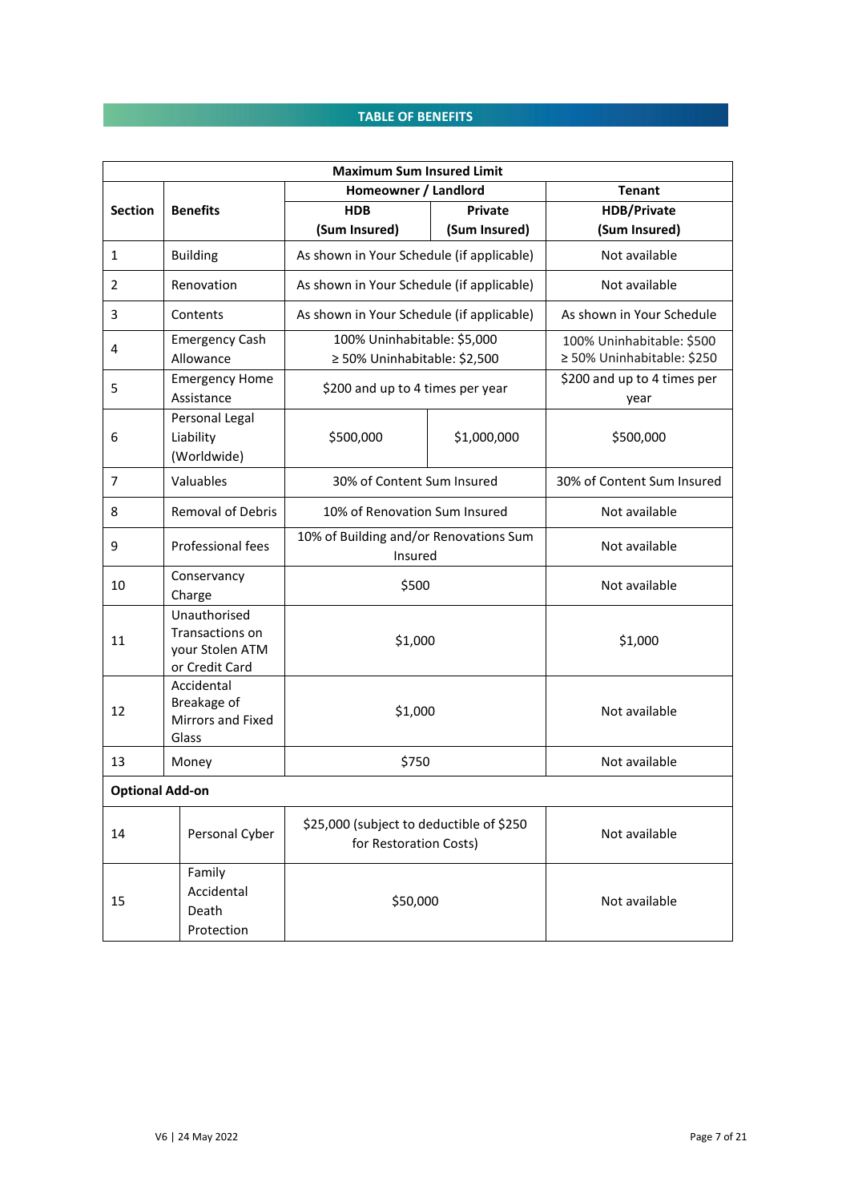## TABLE OF BENEFITS

| Maximum Sum Insured Limit | | | | |
|---|---|---|---|---|
| | | Homeowner / Landlord | | Tenant |
| Section | Benefits | HDB (Sum Insured) | Private (Sum Insured) | HDB/Private (Sum Insured) |
| 1 | Building | As shown in Your Schedule (if applicable) | | Not available |
| 2 | Renovation | As shown in Your Schedule (if applicable) | | Not available |
| 3 | Contents | As shown in Your Schedule (if applicable) | | As shown in Your Schedule |
| 4 | Emergency Cash Allowance | 100% Uninhabitable: $5,000<br>≥ 50% Uninhabitable: $2,500 | | 100% Uninhabitable: $500<br>≥ 50% Uninhabitable: $250 |
| 5 | Emergency Home Assistance | $200 and up to 4 times per year | | $200 and up to 4 times per year |
| 6 | Personal Legal Liability (Worldwide) | $500,000 | $1,000,000 | $500,000 |
| 7 | Valuables | 30% of Content Sum Insured | | 30% of Content Sum Insured |
| 8 | Removal of Debris | 10% of Renovation Sum Insured | | Not available |
| 9 | Professional fees | 10% of Building and/or Renovations Sum Insured | | Not available |
| 10 | Conservancy Charge | $500 | | Not available |
| 11 | Unauthorised Transactions on your Stolen ATM or Credit Card | $1,000 | | $1,000 |
| 12 | Accidental Breakage of Mirrors and Fixed Glass | $1,000 | | Not available |
| 13 | Money | $750 | | Not available |
| **Optional Add-on** | | | | |
| 14 | Personal Cyber | $25,000 (subject to deductible of $250 for Restoration Costs) | | Not available |
| 15 | Family Accidental Death Protection | $50,000 | | Not available |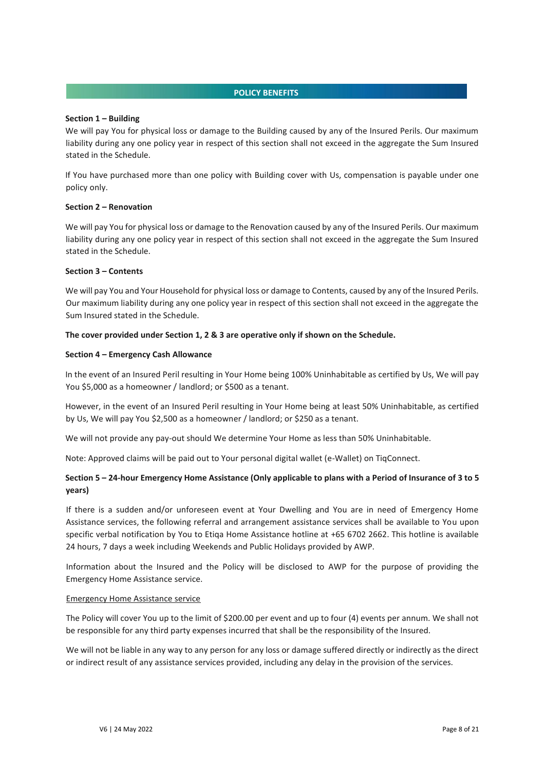## POLICY BENEFITS

**Section 1 – Building**

We will pay You for physical loss or damage to the Building caused by any of the Insured Perils. Our maximum liability during any one policy year in respect of this section shall not exceed in the aggregate the Sum Insured stated in the Schedule.

If You have purchased more than one policy with Building cover with Us, compensation is payable under one policy only.

**Section 2 – Renovation**

We will pay You for physical loss or damage to the Renovation caused by any of the Insured Perils. Our maximum liability during any one policy year in respect of this section shall not exceed in the aggregate the Sum Insured stated in the Schedule.

**Section 3 – Contents**

We will pay You and Your Household for physical loss or damage to Contents, caused by any of the Insured Perils. Our maximum liability during any one policy year in respect of this section shall not exceed in the aggregate the Sum Insured stated in the Schedule.

**The cover provided under Section 1, 2 & 3 are operative only if shown on the Schedule.**

**Section 4 – Emergency Cash Allowance**

In the event of an Insured Peril resulting in Your Home being 100% Uninhabitable as certified by Us, We will pay You $5,000 as a homeowner / landlord; or $500 as a tenant.

However, in the event of an Insured Peril resulting in Your Home being at least 50% Uninhabitable, as certified by Us, We will pay You $2,500 as a homeowner / landlord; or $250 as a tenant.

We will not provide any pay-out should We determine Your Home as less than 50% Uninhabitable.

Note: Approved claims will be paid out to Your personal digital wallet (e-Wallet) on TiqConnect.

**Section 5 – 24-hour Emergency Home Assistance (Only applicable to plans with a Period of Insurance of 3 to 5 years)**

If there is a sudden and/or unforeseen event at Your Dwelling and You are in need of Emergency Home Assistance services, the following referral and arrangement assistance services shall be available to You upon specific verbal notification by You to Etiqa Home Assistance hotline at +65 6702 2662. This hotline is available 24 hours, 7 days a week including Weekends and Public Holidays provided by AWP.

Information about the Insured and the Policy will be disclosed to AWP for the purpose of providing the Emergency Home Assistance service.

Emergency Home Assistance service

The Policy will cover You up to the limit of $200.00 per event and up to four (4) events per annum. We shall not be responsible for any third party expenses incurred that shall be the responsibility of the Insured.

We will not be liable in any way to any person for any loss or damage suffered directly or indirectly as the direct or indirect result of any assistance services provided, including any delay in the provision of the services.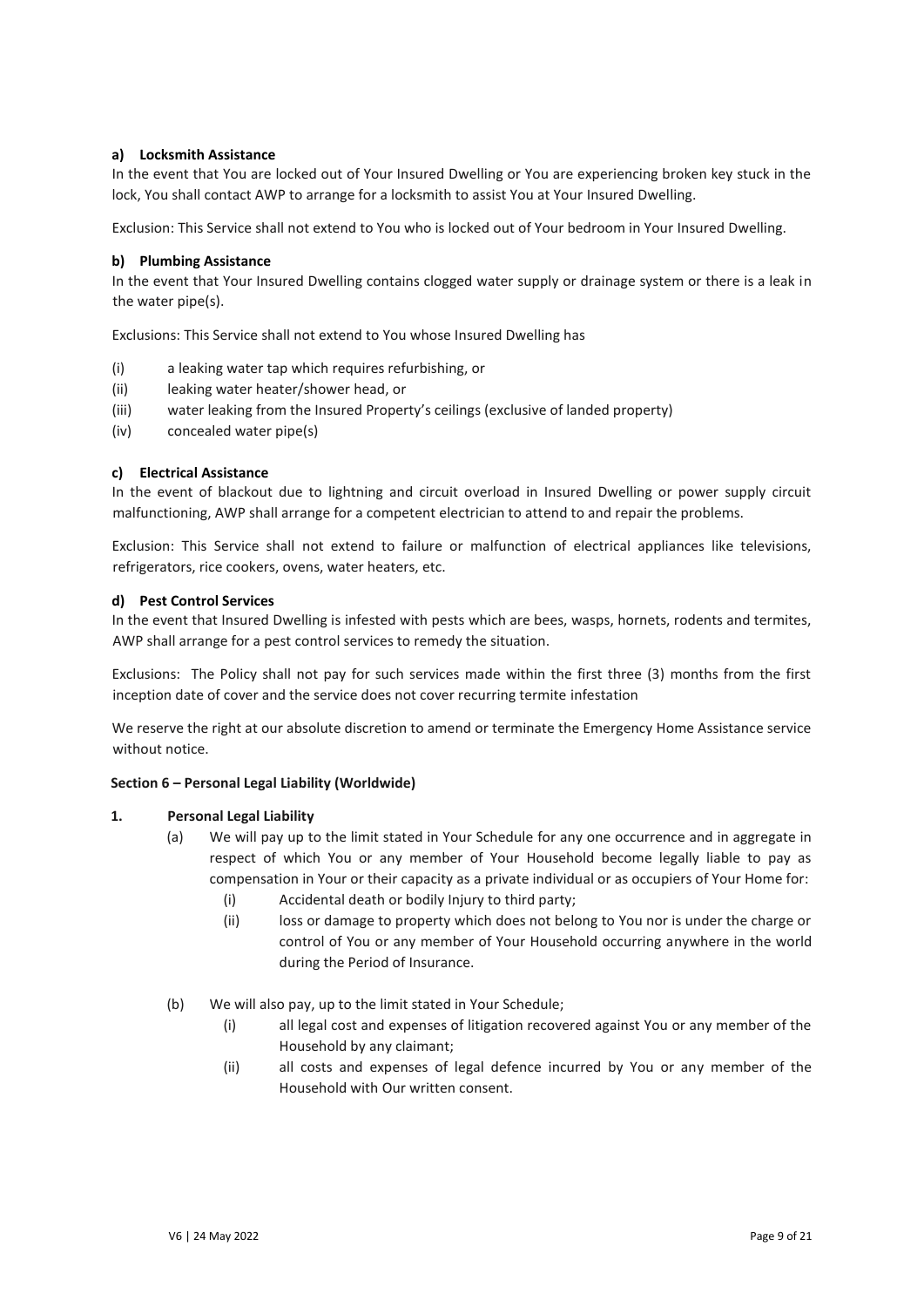**a) Locksmith Assistance**

In the event that You are locked out of Your Insured Dwelling or You are experiencing broken key stuck in the lock, You shall contact AWP to arrange for a locksmith to assist You at Your Insured Dwelling.

Exclusion: This Service shall not extend to You who is locked out of Your bedroom in Your Insured Dwelling.

**b) Plumbing Assistance**

In the event that Your Insured Dwelling contains clogged water supply or drainage system or there is a leak in the water pipe(s).

Exclusions: This Service shall not extend to You whose Insured Dwelling has

(i) a leaking water tap which requires refurbishing, or
(ii) leaking water heater/shower head, or
(iii) water leaking from the Insured Property's ceilings (exclusive of landed property)
(iv) concealed water pipe(s)

**c) Electrical Assistance**

In the event of blackout due to lightning and circuit overload in Insured Dwelling or power supply circuit malfunctioning, AWP shall arrange for a competent electrician to attend to and repair the problems.

Exclusion: This Service shall not extend to failure or malfunction of electrical appliances like televisions, refrigerators, rice cookers, ovens, water heaters, etc.

**d) Pest Control Services**

In the event that Insured Dwelling is infested with pests which are bees, wasps, hornets, rodents and termites, AWP shall arrange for a pest control services to remedy the situation.

Exclusions: The Policy shall not pay for such services made within the first three (3) months from the first inception date of cover and the service does not cover recurring termite infestation

We reserve the right at our absolute discretion to amend or terminate the Emergency Home Assistance service without notice.

**Section 6 – Personal Legal Liability (Worldwide)**

**1. Personal Legal Liability**

(a) We will pay up to the limit stated in Your Schedule for any one occurrence and in aggregate in respect of which You or any member of Your Household become legally liable to pay as compensation in Your or their capacity as a private individual or as occupiers of Your Home for:

(i) Accidental death or bodily Injury to third party;
(ii) loss or damage to property which does not belong to You nor is under the charge or control of You or any member of Your Household occurring anywhere in the world during the Period of Insurance.

(b) We will also pay, up to the limit stated in Your Schedule;

(i) all legal cost and expenses of litigation recovered against You or any member of the Household by any claimant;
(ii) all costs and expenses of legal defence incurred by You or any member of the Household with Our written consent.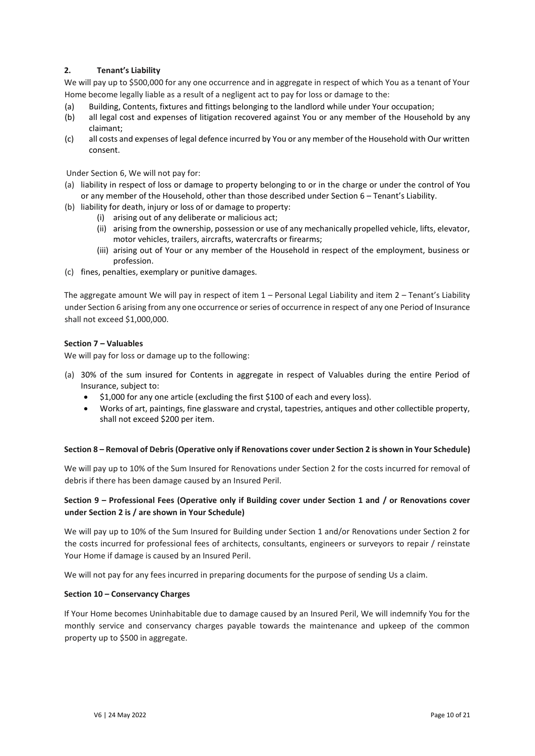**2. Tenant's Liability**

We will pay up to $500,000 for any one occurrence and in aggregate in respect of which You as a tenant of Your Home become legally liable as a result of a negligent act to pay for loss or damage to the:

(a) Building, Contents, fixtures and fittings belonging to the landlord while under Your occupation;
(b) all legal cost and expenses of litigation recovered against You or any member of the Household by any claimant;
(c) all costs and expenses of legal defence incurred by You or any member of the Household with Our written consent.

Under Section 6, We will not pay for:

(a) liability in respect of loss or damage to property belonging to or in the charge or under the control of You or any member of the Household, other than those described under Section 6 – Tenant's Liability.
(b) liability for death, injury or loss of or damage to property:
    (i) arising out of any deliberate or malicious act;
    (ii) arising from the ownership, possession or use of any mechanically propelled vehicle, lifts, elevator, motor vehicles, trailers, aircrafts, watercrafts or firearms;
    (iii) arising out of Your or any member of the Household in respect of the employment, business or profession.
(c) fines, penalties, exemplary or punitive damages.

The aggregate amount We will pay in respect of item 1 – Personal Legal Liability and item 2 – Tenant's Liability under Section 6 arising from any one occurrence or series of occurrence in respect of any one Period of Insurance shall not exceed $1,000,000.

**Section 7 – Valuables**

We will pay for loss or damage up to the following:

(a) 30% of the sum insured for Contents in aggregate in respect of Valuables during the entire Period of Insurance, subject to:
    - $1,000 for any one article (excluding the first $100 of each and every loss).
    - Works of art, paintings, fine glassware and crystal, tapestries, antiques and other collectible property, shall not exceed $200 per item.

**Section 8 – Removal of Debris (Operative only if Renovations cover under Section 2 is shown in Your Schedule)**

We will pay up to 10% of the Sum Insured for Renovations under Section 2 for the costs incurred for removal of debris if there has been damage caused by an Insured Peril.

**Section 9 – Professional Fees (Operative only if Building cover under Section 1 and / or Renovations cover under Section 2 is / are shown in Your Schedule)**

We will pay up to 10% of the Sum Insured for Building under Section 1 and/or Renovations under Section 2 for the costs incurred for professional fees of architects, consultants, engineers or surveyors to repair / reinstate Your Home if damage is caused by an Insured Peril.

We will not pay for any fees incurred in preparing documents for the purpose of sending Us a claim.

**Section 10 – Conservancy Charges**

If Your Home becomes Uninhabitable due to damage caused by an Insured Peril, We will indemnify You for the monthly service and conservancy charges payable towards the maintenance and upkeep of the common property up to $500 in aggregate.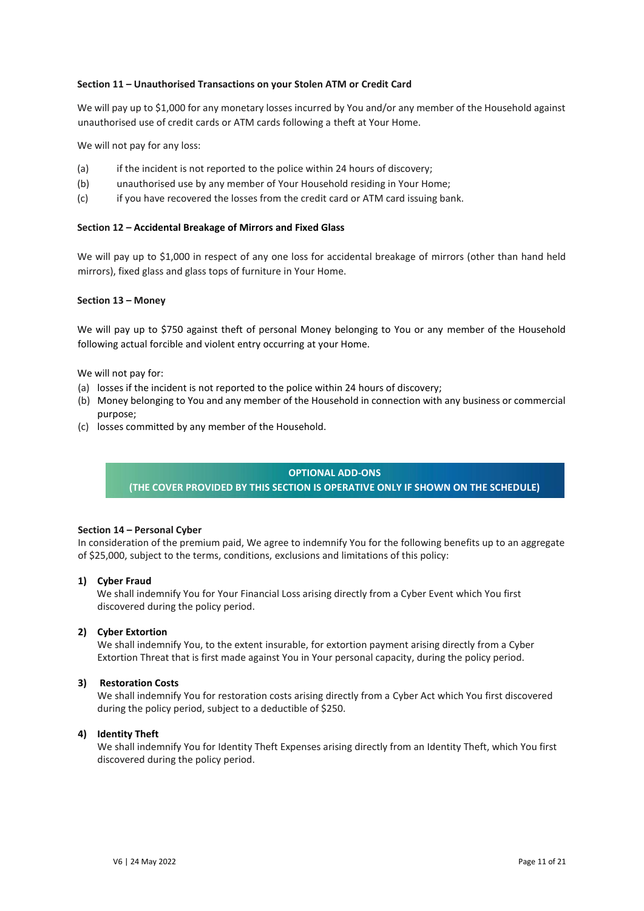**Section 11 – Unauthorised Transactions on your Stolen ATM or Credit Card**

We will pay up to $1,000 for any monetary losses incurred by You and/or any member of the Household against unauthorised use of credit cards or ATM cards following a theft at Your Home.

We will not pay for any loss:

(a) if the incident is not reported to the police within 24 hours of discovery;
(b) unauthorised use by any member of Your Household residing in Your Home;
(c) if you have recovered the losses from the credit card or ATM card issuing bank.

**Section 12 – Accidental Breakage of Mirrors and Fixed Glass**

We will pay up to $1,000 in respect of any one loss for accidental breakage of mirrors (other than hand held mirrors), fixed glass and glass tops of furniture in Your Home.

**Section 13 – Money**

We will pay up to $750 against theft of personal Money belonging to You or any member of the Household following actual forcible and violent entry occurring at your Home.

We will not pay for:

(a) losses if the incident is not reported to the police within 24 hours of discovery;
(b) Money belonging to You and any member of the Household in connection with any business or commercial purpose;
(c) losses committed by any member of the Household.

**OPTIONAL ADD-ONS**
**(THE COVER PROVIDED BY THIS SECTION IS OPERATIVE ONLY IF SHOWN ON THE SCHEDULE)**

**Section 14 – Personal Cyber**

In consideration of the premium paid, We agree to indemnify You for the following benefits up to an aggregate of $25,000, subject to the terms, conditions, exclusions and limitations of this policy:

1) **Cyber Fraud**
   We shall indemnify You for Your Financial Loss arising directly from a Cyber Event which You first discovered during the policy period.

2) **Cyber Extortion**
   We shall indemnify You, to the extent insurable, for extortion payment arising directly from a Cyber Extortion Threat that is first made against You in Your personal capacity, during the policy period.

3) **Restoration Costs**
   We shall indemnify You for restoration costs arising directly from a Cyber Act which You first discovered during the policy period, subject to a deductible of $250.

4) **Identity Theft**
   We shall indemnify You for Identity Theft Expenses arising directly from an Identity Theft, which You first discovered during the policy period.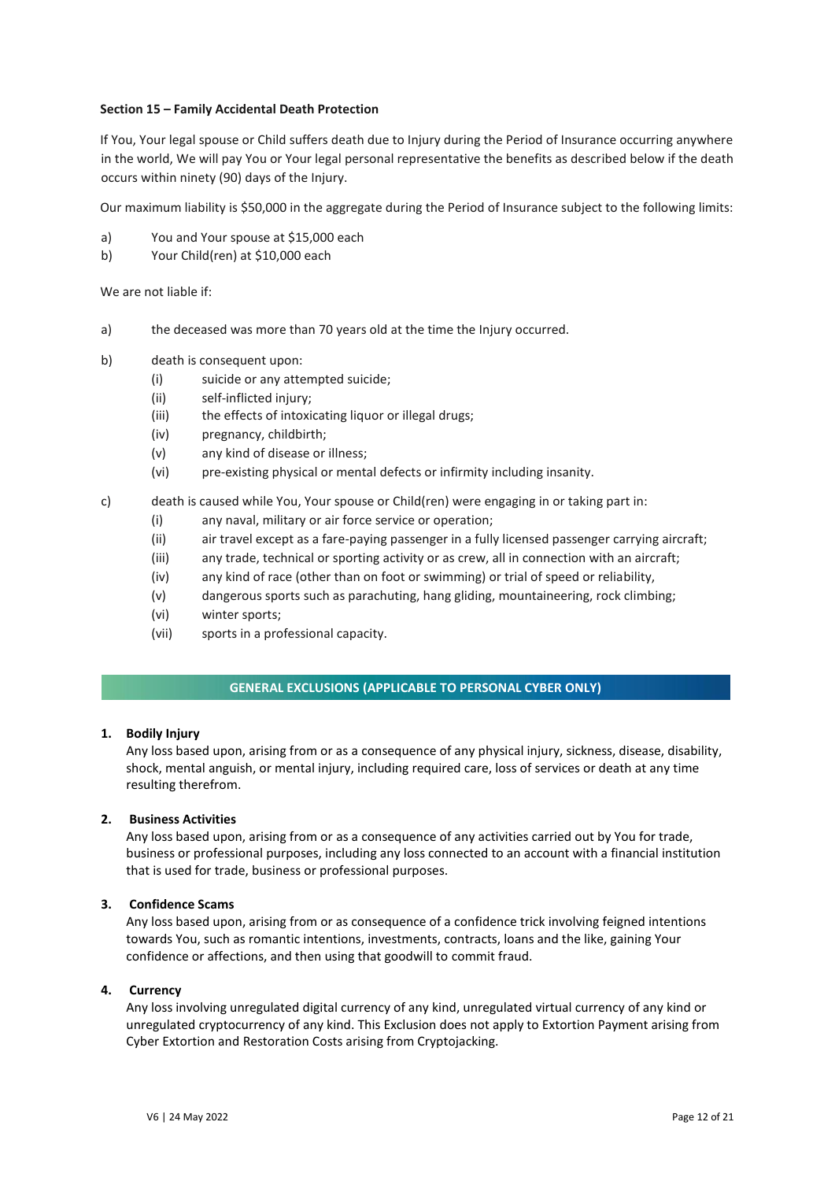**Section 15 – Family Accidental Death Protection**

If You, Your legal spouse or Child suffers death due to Injury during the Period of Insurance occurring anywhere in the world, We will pay You or Your legal personal representative the benefits as described below if the death occurs within ninety (90) days of the Injury.

Our maximum liability is $50,000 in the aggregate during the Period of Insurance subject to the following limits:

a) You and Your spouse at $15,000 each
b) Your Child(ren) at $10,000 each

We are not liable if:

a) the deceased was more than 70 years old at the time the Injury occurred.

b) death is consequent upon:
   (i) suicide or any attempted suicide;
   (ii) self-inflicted injury;
   (iii) the effects of intoxicating liquor or illegal drugs;
   (iv) pregnancy, childbirth;
   (v) any kind of disease or illness;
   (vi) pre-existing physical or mental defects or infirmity including insanity.

c) death is caused while You, Your spouse or Child(ren) were engaging in or taking part in:
   (i) any naval, military or air force service or operation;
   (ii) air travel except as a fare-paying passenger in a fully licensed passenger carrying aircraft;
   (iii) any trade, technical or sporting activity or as crew, all in connection with an aircraft;
   (iv) any kind of race (other than on foot or swimming) or trial of speed or reliability,
   (v) dangerous sports such as parachuting, hang gliding, mountaineering, rock climbing;
   (vi) winter sports;
   (vii) sports in a professional capacity.

## GENERAL EXCLUSIONS (APPLICABLE TO PERSONAL CYBER ONLY)

**1. Bodily Injury**
Any loss based upon, arising from or as a consequence of any physical injury, sickness, disease, disability, shock, mental anguish, or mental injury, including required care, loss of services or death at any time resulting therefrom.

**2. Business Activities**
Any loss based upon, arising from or as a consequence of any activities carried out by You for trade, business or professional purposes, including any loss connected to an account with a financial institution that is used for trade, business or professional purposes.

**3. Confidence Scams**
Any loss based upon, arising from or as consequence of a confidence trick involving feigned intentions towards You, such as romantic intentions, investments, contracts, loans and the like, gaining Your confidence or affections, and then using that goodwill to commit fraud.

**4. Currency**
Any loss involving unregulated digital currency of any kind, unregulated virtual currency of any kind or unregulated cryptocurrency of any kind. This Exclusion does not apply to Extortion Payment arising from Cyber Extortion and Restoration Costs arising from Cryptojacking.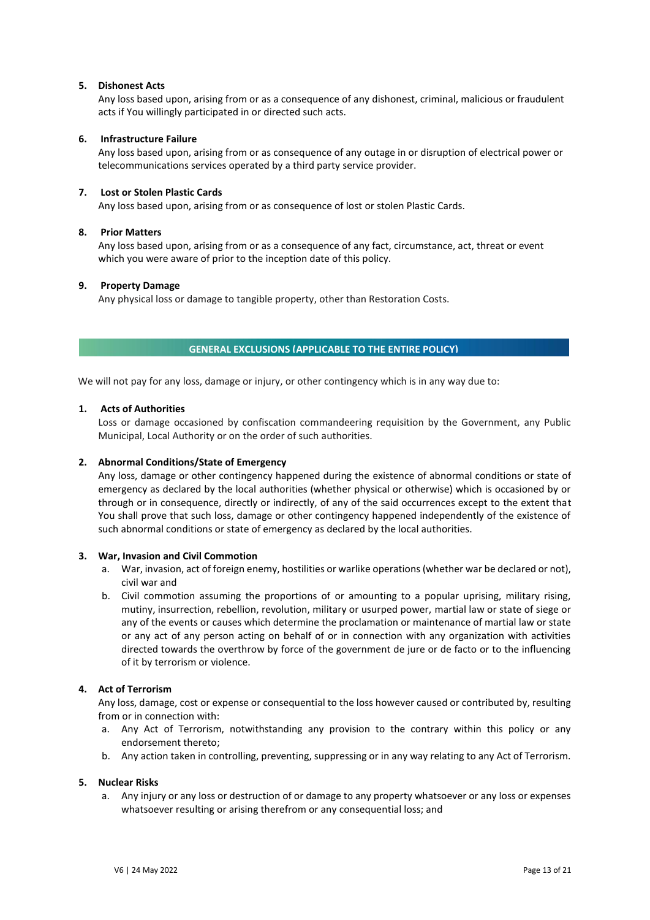**5. Dishonest Acts**

Any loss based upon, arising from or as a consequence of any dishonest, criminal, malicious or fraudulent acts if You willingly participated in or directed such acts.

**6. Infrastructure Failure**

Any loss based upon, arising from or as consequence of any outage in or disruption of electrical power or telecommunications services operated by a third party service provider.

**7. Lost or Stolen Plastic Cards**

Any loss based upon, arising from or as consequence of lost or stolen Plastic Cards.

**8. Prior Matters**

Any loss based upon, arising from or as a consequence of any fact, circumstance, act, threat or event which you were aware of prior to the inception date of this policy.

**9. Property Damage**

Any physical loss or damage to tangible property, other than Restoration Costs.

## GENERAL EXCLUSIONS (APPLICABLE TO THE ENTIRE POLICY)

We will not pay for any loss, damage or injury, or other contingency which is in any way due to:

**1. Acts of Authorities**

Loss or damage occasioned by confiscation commandeering requisition by the Government, any Public Municipal, Local Authority or on the order of such authorities.

**2. Abnormal Conditions/State of Emergency**

Any loss, damage or other contingency happened during the existence of abnormal conditions or state of emergency as declared by the local authorities (whether physical or otherwise) which is occasioned by or through or in consequence, directly or indirectly, of any of the said occurrences except to the extent that You shall prove that such loss, damage or other contingency happened independently of the existence of such abnormal conditions or state of emergency as declared by the local authorities.

**3. War, Invasion and Civil Commotion**

a. War, invasion, act of foreign enemy, hostilities or warlike operations (whether war be declared or not), civil war and
b. Civil commotion assuming the proportions of or amounting to a popular uprising, military rising, mutiny, insurrection, rebellion, revolution, military or usurped power, martial law or state of siege or any of the events or causes which determine the proclamation or maintenance of martial law or state or any act of any person acting on behalf of or in connection with any organization with activities directed towards the overthrow by force of the government de jure or de facto or to the influencing of it by terrorism or violence.

**4. Act of Terrorism**

Any loss, damage, cost or expense or consequential to the loss however caused or contributed by, resulting from or in connection with:

a. Any Act of Terrorism, notwithstanding any provision to the contrary within this policy or any endorsement thereto;
b. Any action taken in controlling, preventing, suppressing or in any way relating to any Act of Terrorism.

**5. Nuclear Risks**

a. Any injury or any loss or destruction of or damage to any property whatsoever or any loss or expenses whatsoever resulting or arising therefrom or any consequential loss; and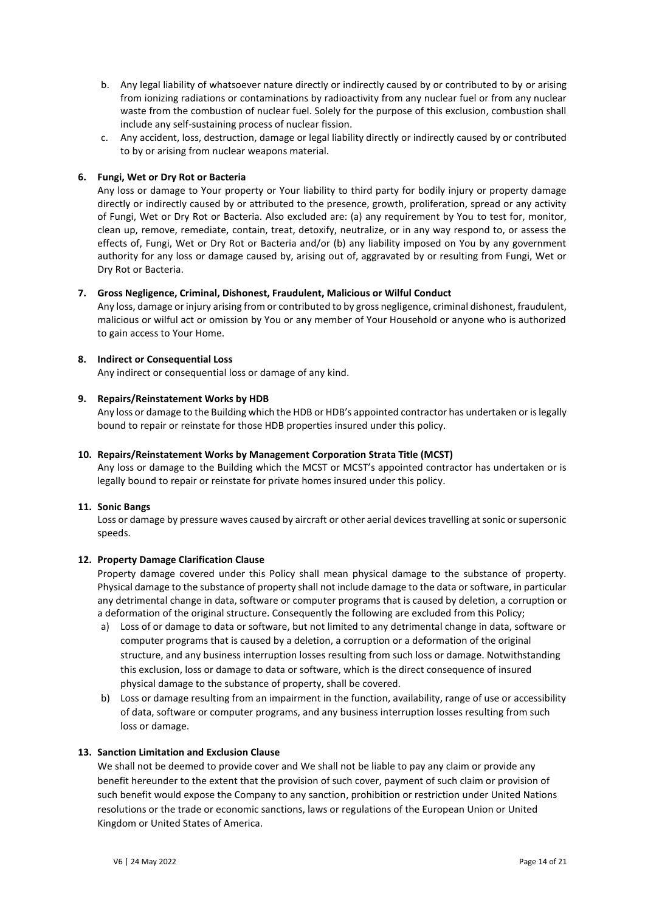b. Any legal liability of whatsoever nature directly or indirectly caused by or contributed to by or arising from ionizing radiations or contaminations by radioactivity from any nuclear fuel or from any nuclear waste from the combustion of nuclear fuel. Solely for the purpose of this exclusion, combustion shall include any self-sustaining process of nuclear fission.

c. Any accident, loss, destruction, damage or legal liability directly or indirectly caused by or contributed to by or arising from nuclear weapons material.

**6. Fungi, Wet or Dry Rot or Bacteria**

Any loss or damage to Your property or Your liability to third party for bodily injury or property damage directly or indirectly caused by or attributed to the presence, growth, proliferation, spread or any activity of Fungi, Wet or Dry Rot or Bacteria. Also excluded are: (a) any requirement by You to test for, monitor, clean up, remove, remediate, contain, treat, detoxify, neutralize, or in any way respond to, or assess the effects of, Fungi, Wet or Dry Rot or Bacteria and/or (b) any liability imposed on You by any government authority for any loss or damage caused by, arising out of, aggravated by or resulting from Fungi, Wet or Dry Rot or Bacteria.

**7. Gross Negligence, Criminal, Dishonest, Fraudulent, Malicious or Wilful Conduct**

Any loss, damage or injury arising from or contributed to by gross negligence, criminal dishonest, fraudulent, malicious or wilful act or omission by You or any member of Your Household or anyone who is authorized to gain access to Your Home.

**8. Indirect or Consequential Loss**

Any indirect or consequential loss or damage of any kind.

**9. Repairs/Reinstatement Works by HDB**

Any loss or damage to the Building which the HDB or HDB's appointed contractor has undertaken or is legally bound to repair or reinstate for those HDB properties insured under this policy.

**10. Repairs/Reinstatement Works by Management Corporation Strata Title (MCST)**

Any loss or damage to the Building which the MCST or MCST's appointed contractor has undertaken or is legally bound to repair or reinstate for private homes insured under this policy.

**11. Sonic Bangs**

Loss or damage by pressure waves caused by aircraft or other aerial devices travelling at sonic or supersonic speeds.

**12. Property Damage Clarification Clause**

Property damage covered under this Policy shall mean physical damage to the substance of property. Physical damage to the substance of property shall not include damage to the data or software, in particular any detrimental change in data, software or computer programs that is caused by deletion, a corruption or a deformation of the original structure. Consequently the following are excluded from this Policy;

a) Loss of or damage to data or software, but not limited to any detrimental change in data, software or computer programs that is caused by a deletion, a corruption or a deformation of the original structure, and any business interruption losses resulting from such loss or damage. Notwithstanding this exclusion, loss or damage to data or software, which is the direct consequence of insured physical damage to the substance of property, shall be covered.

b) Loss or damage resulting from an impairment in the function, availability, range of use or accessibility of data, software or computer programs, and any business interruption losses resulting from such loss or damage.

**13. Sanction Limitation and Exclusion Clause**

We shall not be deemed to provide cover and We shall not be liable to pay any claim or provide any benefit hereunder to the extent that the provision of such cover, payment of such claim or provision of such benefit would expose the Company to any sanction, prohibition or restriction under United Nations resolutions or the trade or economic sanctions, laws or regulations of the European Union or United Kingdom or United States of America.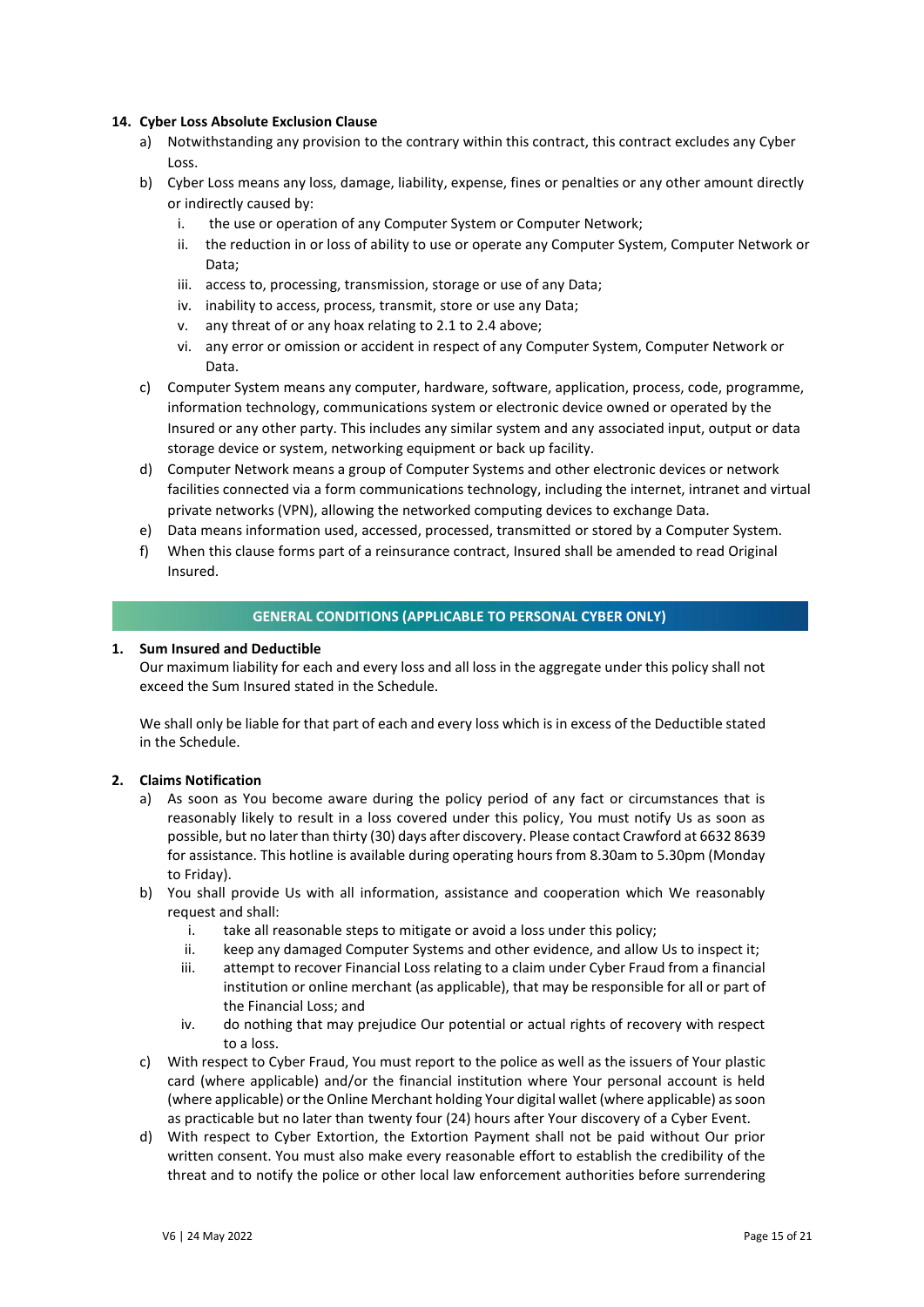**14. Cyber Loss Absolute Exclusion Clause**

a) Notwithstanding any provision to the contrary within this contract, this contract excludes any Cyber Loss.

b) Cyber Loss means any loss, damage, liability, expense, fines or penalties or any other amount directly or indirectly caused by:

   i. the use or operation of any Computer System or Computer Network;

   ii. the reduction in or loss of ability to use or operate any Computer System, Computer Network or Data;

   iii. access to, processing, transmission, storage or use of any Data;

   iv. inability to access, process, transmit, store or use any Data;

   v. any threat of or any hoax relating to 2.1 to 2.4 above;

   vi. any error or omission or accident in respect of any Computer System, Computer Network or Data.

c) Computer System means any computer, hardware, software, application, process, code, programme, information technology, communications system or electronic device owned or operated by the Insured or any other party. This includes any similar system and any associated input, output or data storage device or system, networking equipment or back up facility.

d) Computer Network means a group of Computer Systems and other electronic devices or network facilities connected via a form communications technology, including the internet, intranet and virtual private networks (VPN), allowing the networked computing devices to exchange Data.

e) Data means information used, accessed, processed, transmitted or stored by a Computer System.

f) When this clause forms part of a reinsurance contract, Insured shall be amended to read Original Insured.

## GENERAL CONDITIONS (APPLICABLE TO PERSONAL CYBER ONLY)

**1. Sum Insured and Deductible**

Our maximum liability for each and every loss and all loss in the aggregate under this policy shall not exceed the Sum Insured stated in the Schedule.

We shall only be liable for that part of each and every loss which is in excess of the Deductible stated in the Schedule.

**2. Claims Notification**

a) As soon as You become aware during the policy period of any fact or circumstances that is reasonably likely to result in a loss covered under this policy, You must notify Us as soon as possible, but no later than thirty (30) days after discovery. Please contact Crawford at 6632 8639 for assistance. This hotline is available during operating hours from 8.30am to 5.30pm (Monday to Friday).

b) You shall provide Us with all information, assistance and cooperation which We reasonably request and shall:

   i. take all reasonable steps to mitigate or avoid a loss under this policy;

   ii. keep any damaged Computer Systems and other evidence, and allow Us to inspect it;

   iii. attempt to recover Financial Loss relating to a claim under Cyber Fraud from a financial institution or online merchant (as applicable), that may be responsible for all or part of the Financial Loss; and

   iv. do nothing that may prejudice Our potential or actual rights of recovery with respect to a loss.

c) With respect to Cyber Fraud, You must report to the police as well as the issuers of Your plastic card (where applicable) and/or the financial institution where Your personal account is held (where applicable) or the Online Merchant holding Your digital wallet (where applicable) as soon as practicable but no later than twenty four (24) hours after Your discovery of a Cyber Event.

d) With respect to Cyber Extortion, the Extortion Payment shall not be paid without Our prior written consent. You must also make every reasonable effort to establish the credibility of the threat and to notify the police or other local law enforcement authorities before surrendering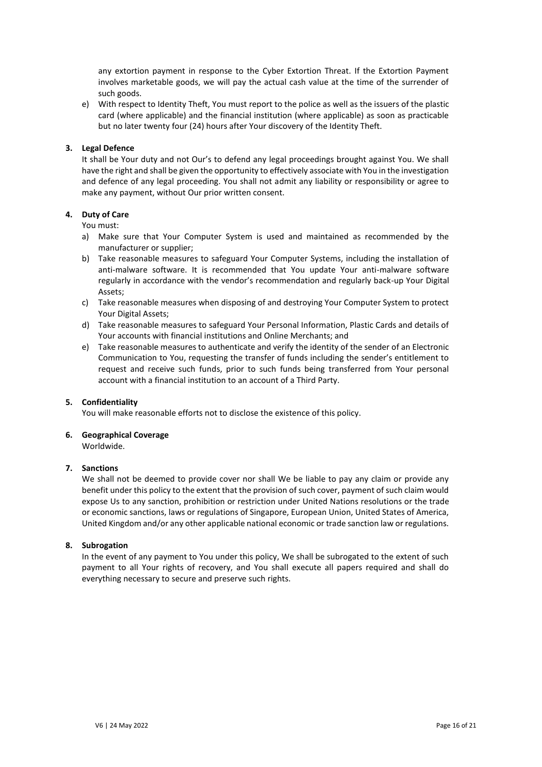any extortion payment in response to the Cyber Extortion Threat. If the Extortion Payment involves marketable goods, we will pay the actual cash value at the time of the surrender of such goods.

e) With respect to Identity Theft, You must report to the police as well as the issuers of the plastic card (where applicable) and the financial institution (where applicable) as soon as practicable but no later twenty four (24) hours after Your discovery of the Identity Theft.

**3. Legal Defence**

It shall be Your duty and not Our's to defend any legal proceedings brought against You. We shall have the right and shall be given the opportunity to effectively associate with You in the investigation and defence of any legal proceeding. You shall not admit any liability or responsibility or agree to make any payment, without Our prior written consent.

**4. Duty of Care**

You must:

a) Make sure that Your Computer System is used and maintained as recommended by the manufacturer or supplier;

b) Take reasonable measures to safeguard Your Computer Systems, including the installation of anti-malware software. It is recommended that You update Your anti-malware software regularly in accordance with the vendor's recommendation and regularly back-up Your Digital Assets;

c) Take reasonable measures when disposing of and destroying Your Computer System to protect Your Digital Assets;

d) Take reasonable measures to safeguard Your Personal Information, Plastic Cards and details of Your accounts with financial institutions and Online Merchants; and

e) Take reasonable measures to authenticate and verify the identity of the sender of an Electronic Communication to You, requesting the transfer of funds including the sender's entitlement to request and receive such funds, prior to such funds being transferred from Your personal account with a financial institution to an account of a Third Party.

**5. Confidentiality**

You will make reasonable efforts not to disclose the existence of this policy.

**6. Geographical Coverage**

Worldwide.

**7. Sanctions**

We shall not be deemed to provide cover nor shall We be liable to pay any claim or provide any benefit under this policy to the extent that the provision of such cover, payment of such claim would expose Us to any sanction, prohibition or restriction under United Nations resolutions or the trade or economic sanctions, laws or regulations of Singapore, European Union, United States of America, United Kingdom and/or any other applicable national economic or trade sanction law or regulations.

**8. Subrogation**

In the event of any payment to You under this policy, We shall be subrogated to the extent of such payment to all Your rights of recovery, and You shall execute all papers required and shall do everything necessary to secure and preserve such rights.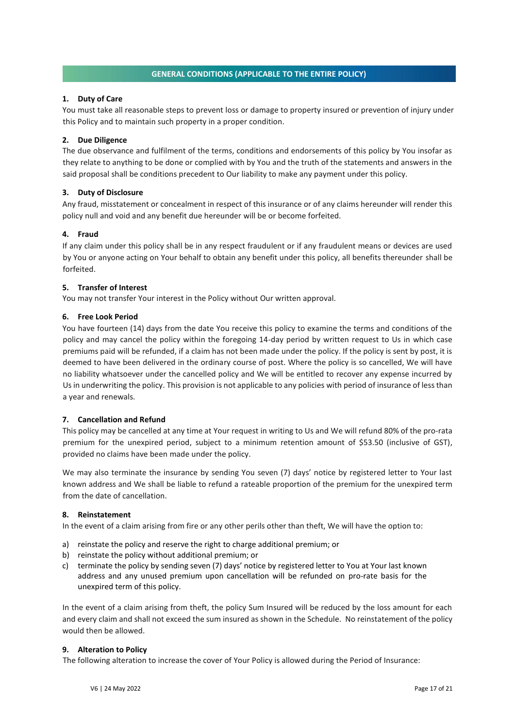## GENERAL CONDITIONS (APPLICABLE TO THE ENTIRE POLICY)

### 1. Duty of Care

You must take all reasonable steps to prevent loss or damage to property insured or prevention of injury under this Policy and to maintain such property in a proper condition.

### 2. Due Diligence

The due observance and fulfilment of the terms, conditions and endorsements of this policy by You insofar as they relate to anything to be done or complied with by You and the truth of the statements and answers in the said proposal shall be conditions precedent to Our liability to make any payment under this policy.

### 3. Duty of Disclosure

Any fraud, misstatement or concealment in respect of this insurance or of any claims hereunder will render this policy null and void and any benefit due hereunder will be or become forfeited.

### 4. Fraud

If any claim under this policy shall be in any respect fraudulent or if any fraudulent means or devices are used by You or anyone acting on Your behalf to obtain any benefit under this policy, all benefits thereunder shall be forfeited.

### 5. Transfer of Interest

You may not transfer Your interest in the Policy without Our written approval.

### 6. Free Look Period

You have fourteen (14) days from the date You receive this policy to examine the terms and conditions of the policy and may cancel the policy within the foregoing 14-day period by written request to Us in which case premiums paid will be refunded, if a claim has not been made under the policy. If the policy is sent by post, it is deemed to have been delivered in the ordinary course of post. Where the policy is so cancelled, We will have no liability whatsoever under the cancelled policy and We will be entitled to recover any expense incurred by Us in underwriting the policy. This provision is not applicable to any policies with period of insurance of less than a year and renewals.

### 7. Cancellation and Refund

This policy may be cancelled at any time at Your request in writing to Us and We will refund 80% of the pro-rata premium for the unexpired period, subject to a minimum retention amount of $53.50 (inclusive of GST), provided no claims have been made under the policy.

We may also terminate the insurance by sending You seven (7) days' notice by registered letter to Your last known address and We shall be liable to refund a rateable proportion of the premium for the unexpired term from the date of cancellation.

### 8. Reinstatement

In the event of a claim arising from fire or any other perils other than theft, We will have the option to:

a) reinstate the policy and reserve the right to charge additional premium; or
b) reinstate the policy without additional premium; or
c) terminate the policy by sending seven (7) days' notice by registered letter to You at Your last known address and any unused premium upon cancellation will be refunded on pro-rate basis for the unexpired term of this policy.

In the event of a claim arising from theft, the policy Sum Insured will be reduced by the loss amount for each and every claim and shall not exceed the sum insured as shown in the Schedule. No reinstatement of the policy would then be allowed.

### 9. Alteration to Policy

The following alteration to increase the cover of Your Policy is allowed during the Period of Insurance: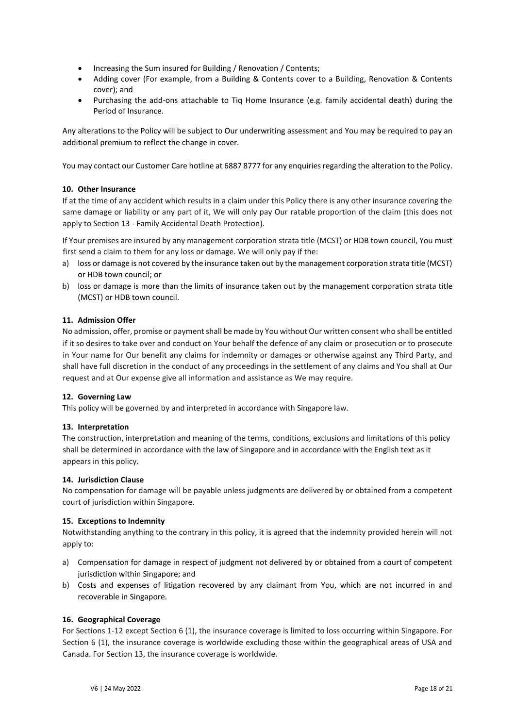- Increasing the Sum insured for Building / Renovation / Contents;
- Adding cover (For example, from a Building & Contents cover to a Building, Renovation & Contents cover); and
- Purchasing the add-ons attachable to Tiq Home Insurance (e.g. family accidental death) during the Period of Insurance.

Any alterations to the Policy will be subject to Our underwriting assessment and You may be required to pay an additional premium to reflect the change in cover.

You may contact our Customer Care hotline at 6887 8777 for any enquiries regarding the alteration to the Policy.

**10. Other Insurance**

If at the time of any accident which results in a claim under this Policy there is any other insurance covering the same damage or liability or any part of it, We will only pay Our ratable proportion of the claim (this does not apply to Section 13 - Family Accidental Death Protection).

If Your premises are insured by any management corporation strata title (MCST) or HDB town council, You must first send a claim to them for any loss or damage. We will only pay if the:

a) loss or damage is not covered by the insurance taken out by the management corporation strata title (MCST) or HDB town council; or
b) loss or damage is more than the limits of insurance taken out by the management corporation strata title (MCST) or HDB town council.

**11. Admission Offer**

No admission, offer, promise or payment shall be made by You without Our written consent who shall be entitled if it so desires to take over and conduct on Your behalf the defence of any claim or prosecution or to prosecute in Your name for Our benefit any claims for indemnity or damages or otherwise against any Third Party, and shall have full discretion in the conduct of any proceedings in the settlement of any claims and You shall at Our request and at Our expense give all information and assistance as We may require.

**12. Governing Law**

This policy will be governed by and interpreted in accordance with Singapore law.

**13. Interpretation**

The construction, interpretation and meaning of the terms, conditions, exclusions and limitations of this policy shall be determined in accordance with the law of Singapore and in accordance with the English text as it appears in this policy.

**14. Jurisdiction Clause**

No compensation for damage will be payable unless judgments are delivered by or obtained from a competent court of jurisdiction within Singapore.

**15. Exceptions to Indemnity**

Notwithstanding anything to the contrary in this policy, it is agreed that the indemnity provided herein will not apply to:

a) Compensation for damage in respect of judgment not delivered by or obtained from a court of competent jurisdiction within Singapore; and
b) Costs and expenses of litigation recovered by any claimant from You, which are not incurred in and recoverable in Singapore.

**16. Geographical Coverage**

For Sections 1-12 except Section 6 (1), the insurance coverage is limited to loss occurring within Singapore. For Section 6 (1), the insurance coverage is worldwide excluding those within the geographical areas of USA and Canada. For Section 13, the insurance coverage is worldwide.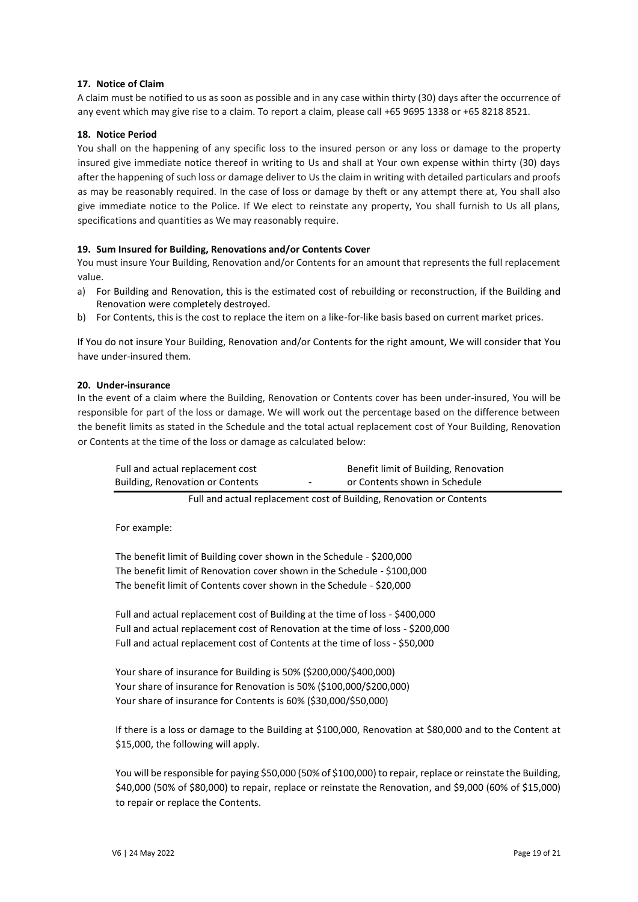### 17. Notice of Claim

A claim must be notified to us as soon as possible and in any case within thirty (30) days after the occurrence of any event which may give rise to a claim. To report a claim, please call +65 9695 1338 or +65 8218 8521.

### 18. Notice Period

You shall on the happening of any specific loss to the insured person or any loss or damage to the property insured give immediate notice thereof in writing to Us and shall at Your own expense within thirty (30) days after the happening of such loss or damage deliver to Us the claim in writing with detailed particulars and proofs as may be reasonably required. In the case of loss or damage by theft or any attempt there at, You shall also give immediate notice to the Police. If We elect to reinstate any property, You shall furnish to Us all plans, specifications and quantities as We may reasonably require.

### 19. Sum Insured for Building, Renovations and/or Contents Cover

You must insure Your Building, Renovation and/or Contents for an amount that represents the full replacement value.

a) For Building and Renovation, this is the estimated cost of rebuilding or reconstruction, if the Building and Renovation were completely destroyed.
b) For Contents, this is the cost to replace the item on a like-for-like basis based on current market prices.

If You do not insure Your Building, Renovation and/or Contents for the right amount, We will consider that You have under-insured them.

### 20. Under-insurance

In the event of a claim where the Building, Renovation or Contents cover has been under-insured, You will be responsible for part of the loss or damage. We will work out the percentage based on the difference between the benefit limits as stated in the Schedule and the total actual replacement cost of Your Building, Renovation or Contents at the time of the loss or damage as calculated below:

$$\frac{\text{Full and actual replacement cost Building, Renovation or Contents} - \text{Benefit limit of Building, Renovation or Contents shown in Schedule}}{\text{Full and actual replacement cost of Building, Renovation or Contents}}$$

For example:

The benefit limit of Building cover shown in the Schedule - $200,000
The benefit limit of Renovation cover shown in the Schedule - $100,000
The benefit limit of Contents cover shown in the Schedule - $20,000

Full and actual replacement cost of Building at the time of loss - $400,000
Full and actual replacement cost of Renovation at the time of loss - $200,000
Full and actual replacement cost of Contents at the time of loss - $50,000

Your share of insurance for Building is 50% ($200,000/$400,000)
Your share of insurance for Renovation is 50% ($100,000/$200,000)
Your share of insurance for Contents is 60% ($30,000/$50,000)

If there is a loss or damage to the Building at $100,000, Renovation at $80,000 and to the Content at $15,000, the following will apply.

You will be responsible for paying $50,000 (50% of $100,000) to repair, replace or reinstate the Building, $40,000 (50% of $80,000) to repair, replace or reinstate the Renovation, and $9,000 (60% of $15,000) to repair or replace the Contents.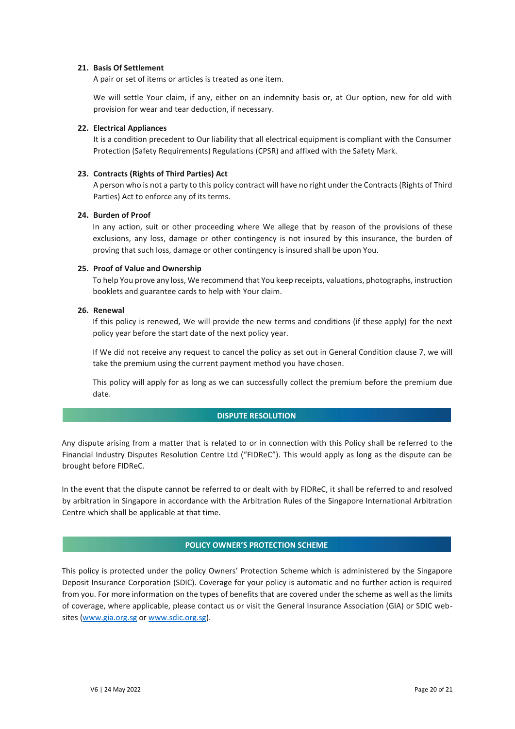**21. Basis Of Settlement**

A pair or set of items or articles is treated as one item.

We will settle Your claim, if any, either on an indemnity basis or, at Our option, new for old with provision for wear and tear deduction, if necessary.

**22. Electrical Appliances**

It is a condition precedent to Our liability that all electrical equipment is compliant with the Consumer Protection (Safety Requirements) Regulations (CPSR) and affixed with the Safety Mark.

**23. Contracts (Rights of Third Parties) Act**

A person who is not a party to this policy contract will have no right under the Contracts (Rights of Third Parties) Act to enforce any of its terms.

**24. Burden of Proof**

In any action, suit or other proceeding where We allege that by reason of the provisions of these exclusions, any loss, damage or other contingency is not insured by this insurance, the burden of proving that such loss, damage or other contingency is insured shall be upon You.

**25. Proof of Value and Ownership**

To help You prove any loss, We recommend that You keep receipts, valuations, photographs, instruction booklets and guarantee cards to help with Your claim.

**26. Renewal**

If this policy is renewed, We will provide the new terms and conditions (if these apply) for the next policy year before the start date of the next policy year.

If We did not receive any request to cancel the policy as set out in General Condition clause 7, we will take the premium using the current payment method you have chosen.

This policy will apply for as long as we can successfully collect the premium before the premium due date.

## DISPUTE RESOLUTION

Any dispute arising from a matter that is related to or in connection with this Policy shall be referred to the Financial Industry Disputes Resolution Centre Ltd ("FIDReC"). This would apply as long as the dispute can be brought before FIDReC.

In the event that the dispute cannot be referred to or dealt with by FIDReC, it shall be referred to and resolved by arbitration in Singapore in accordance with the Arbitration Rules of the Singapore International Arbitration Centre which shall be applicable at that time.

## POLICY OWNER'S PROTECTION SCHEME

This policy is protected under the policy Owners' Protection Scheme which is administered by the Singapore Deposit Insurance Corporation (SDIC). Coverage for your policy is automatic and no further action is required from you. For more information on the types of benefits that are covered under the scheme as well as the limits of coverage, where applicable, please contact us or visit the General Insurance Association (GIA) or SDIC web-sites (www.gia.org.sg or www.sdic.org.sg).

V6 | 24 May 2022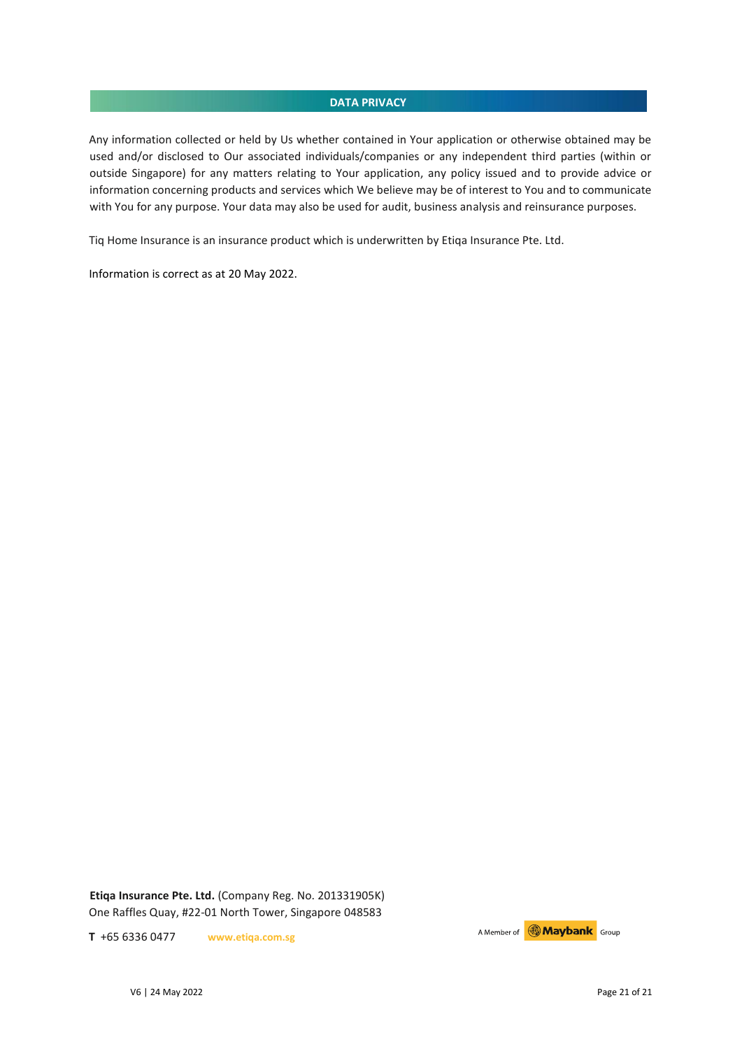## DATA PRIVACY

Any information collected or held by Us whether contained in Your application or otherwise obtained may be used and/or disclosed to Our associated individuals/companies or any independent third parties (within or outside Singapore) for any matters relating to Your application, any policy issued and to provide advice or information concerning products and services which We believe may be of interest to You and to communicate with You for any purpose. Your data may also be used for audit, business analysis and reinsurance purposes.

Tiq Home Insurance is an insurance product which is underwritten by Etiqa Insurance Pte. Ltd.

Information is correct as at 20 May 2022.

**Etiqa Insurance Pte. Ltd.** (Company Reg. No. 201331905K)
One Raffles Quay, #22-01 North Tower, Singapore 048583

**T** +65 6336 0477 www.etiqa.com.sg

A Member of Maybank Group

V6 | 24 May 2022